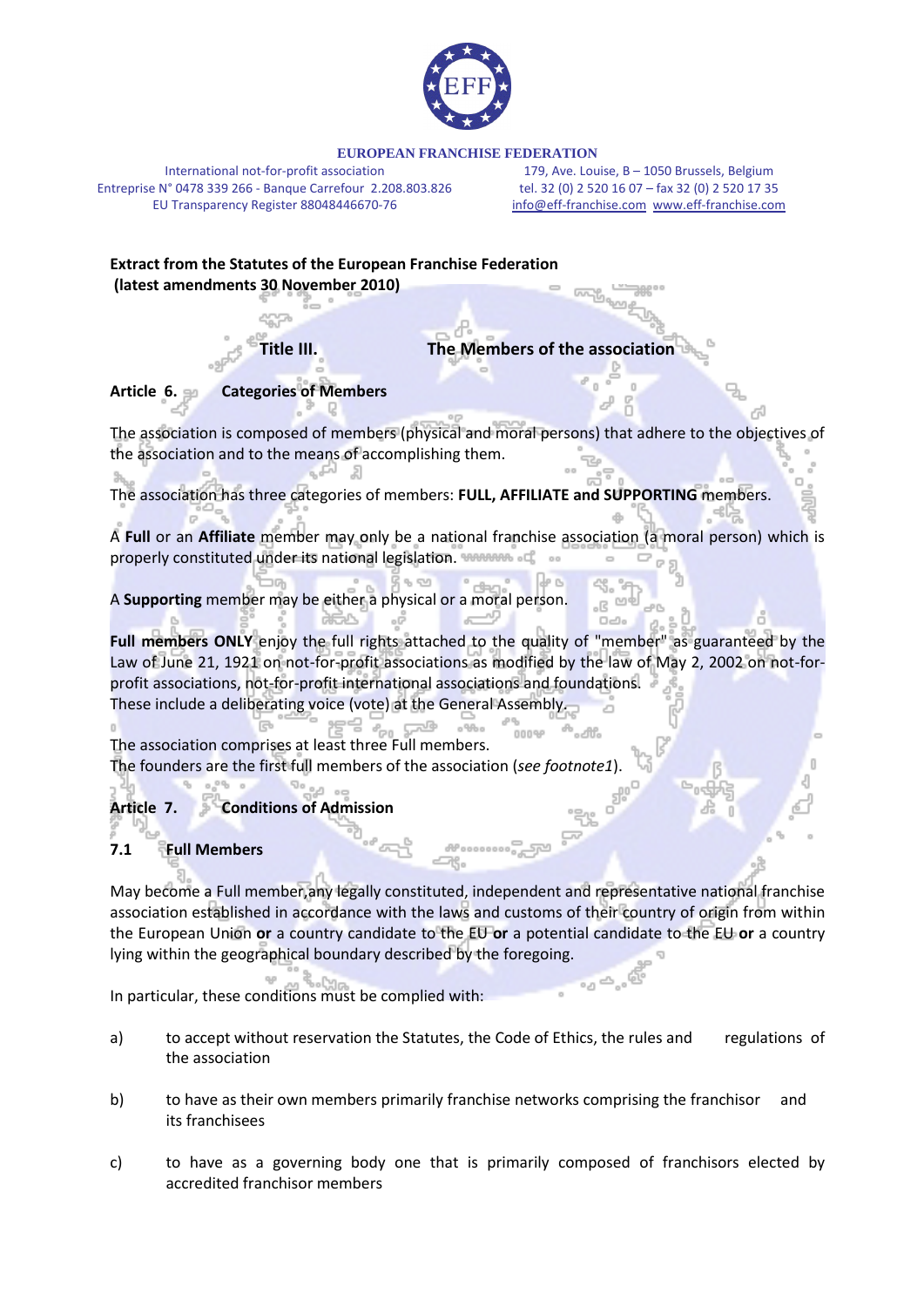**EUROPEAN FRANCHISE FEDERATION**

International not-for-profit association
Entreprise N° 0478 339 266 - Banque Carrefour 2.208.803.826
EU Transparency Register 88048446670-76

179, Ave. Louise, B – 1050 Brussels, Belgium
tel. 32 (0) 2 520 16 07 – fax 32 (0) 2 520 17 35
info@eff-franchise.com www.eff-franchise.com

**Extract from the Statutes of the European Franchise Federation**
**(latest amendments 30 November 2010)**

## Title III. The Members of the association

### Article 6. Categories of Members

The association is composed of members (physical and moral persons) that adhere to the objectives of the association and to the means of accomplishing them.

The association has three categories of members: **FULL, AFFILIATE and SUPPORTING** members.

A **Full** or an **Affiliate** member may only be a national franchise association (a moral person) which is properly constituted under its national legislation.

A **Supporting** member may be either a physical or a moral person.

**Full members ONLY** enjoy the full rights attached to the quality of "member" as guaranteed by the Law of June 21, 1921 on not-for-profit associations as modified by the law of May 2, 2002 on not-for-profit associations, not-for-profit international associations and foundations.
These include a deliberating voice (vote) at the General Assembly.

The association comprises at least three Full members.
The founders are the first full members of the association (*see footnote1*).

### Article 7. Conditions of Admission

#### 7.1 Full Members

May become a Full member,any legally constituted, independent and representative national franchise association established in accordance with the laws and customs of their country of origin from within the European Union **or** a country candidate to the EU **or** a potential candidate to the EU **or** a country lying within the geographical boundary described by the foregoing.

In particular, these conditions must be complied with:

a) to accept without reservation the Statutes, the Code of Ethics, the rules and regulations of the association

b) to have as their own members primarily franchise networks comprising the franchisor and its franchisees

c) to have as a governing body one that is primarily composed of franchisors elected by accredited franchisor members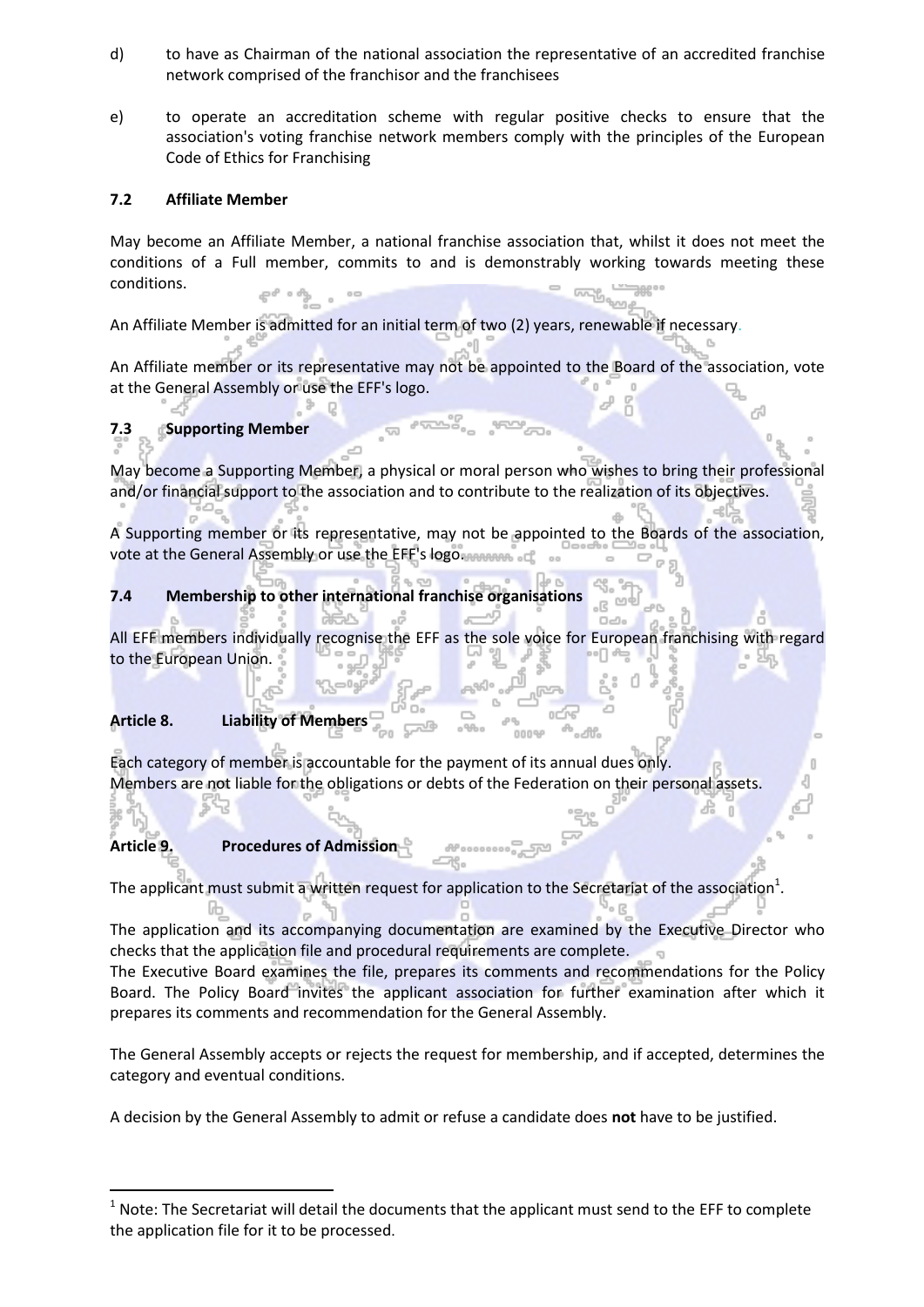d) to have as Chairman of the national association the representative of an accredited franchise network comprised of the franchisor and the franchisees

e) to operate an accreditation scheme with regular positive checks to ensure that the association's voting franchise network members comply with the principles of the European Code of Ethics for Franchising

### 7.2 Affiliate Member

May become an Affiliate Member, a national franchise association that, whilst it does not meet the conditions of a Full member, commits to and is demonstrably working towards meeting these conditions.

An Affiliate Member is admitted for an initial term of two (2) years, renewable if necessary.

An Affiliate member or its representative may not be appointed to the Board of the association, vote at the General Assembly or use the EFF's logo.

### 7.3 Supporting Member

May become a Supporting Member, a physical or moral person who wishes to bring their professional and/or financial support to the association and to contribute to the realization of its objectives.

A Supporting member or its representative, may not be appointed to the Boards of the association, vote at the General Assembly or use the EFF's logo.

### 7.4 Membership to other international franchise organisations

All EFF members individually recognise the EFF as the sole voice for European franchising with regard to the European Union.

## Article 8. Liability of Members

Each category of member is accountable for the payment of its annual dues only.
Members are not liable for the obligations or debts of the Federation on their personal assets.

## Article 9. Procedures of Admission

The applicant must submit a written request for application to the Secretariat of the association[1].

The application and its accompanying documentation are examined by the Executive Director who checks that the application file and procedural requirements are complete.
The Executive Board examines the file, prepares its comments and recommendations for the Policy Board. The Policy Board invites the applicant association for further examination after which it prepares its comments and recommendation for the General Assembly.

The General Assembly accepts or rejects the request for membership, and if accepted, determines the category and eventual conditions.

A decision by the General Assembly to admit or refuse a candidate does **not** have to be justified.

[1] Note: The Secretariat will detail the documents that the applicant must send to the EFF to complete the application file for it to be processed.